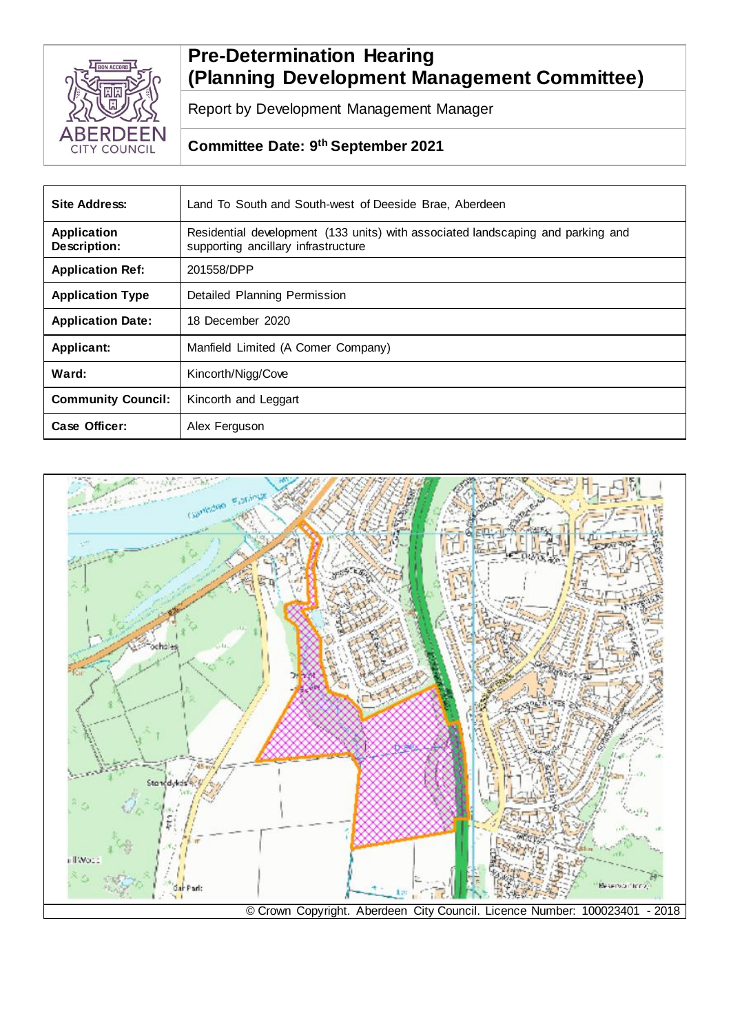# Pre-Determination Hearing (Planning Development Management Committee)

Report by Development Management Manager

**Committee Date: 9th September 2021**

| | |
|---|---|
| **Site Address:** | Land To South and South-west of Deeside Brae, Aberdeen |
| **Application Description:** | Residential development (133 units) with associated landscaping and parking and supporting ancillary infrastructure |
| **Application Ref:** | 201558/DPP |
| **Application Type** | Detailed Planning Permission |
| **Application Date:** | 18 December 2020 |
| **Applicant:** | Manfield Limited (A Comer Company) |
| **Ward:** | Kincorth/Nigg/Cove |
| **Community Council:** | Kincorth and Leggart |
| **Case Officer:** | Alex Ferguson |

© Crown Copyright. Aberdeen City Council. Licence Number: 100023401 - 2018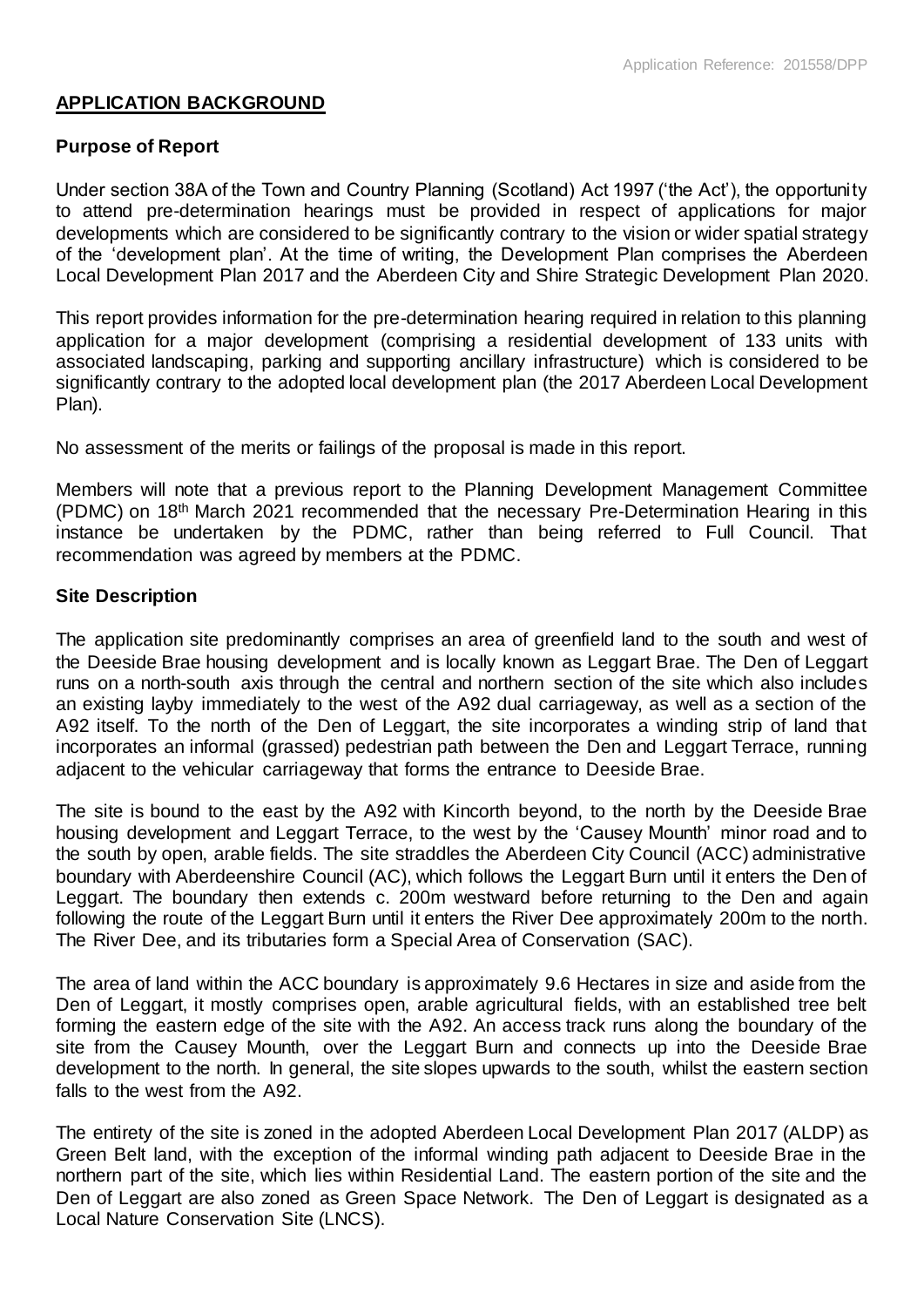## APPLICATION BACKGROUND

### Purpose of Report

Under section 38A of the Town and Country Planning (Scotland) Act 1997 ('the Act'), the opportunity to attend pre-determination hearings must be provided in respect of applications for major developments which are considered to be significantly contrary to the vision or wider spatial strategy of the 'development plan'. At the time of writing, the Development Plan comprises the Aberdeen Local Development Plan 2017 and the Aberdeen City and Shire Strategic Development Plan 2020.

This report provides information for the pre-determination hearing required in relation to this planning application for a major development (comprising a residential development of 133 units with associated landscaping, parking and supporting ancillary infrastructure) which is considered to be significantly contrary to the adopted local development plan (the 2017 Aberdeen Local Development Plan).

No assessment of the merits or failings of the proposal is made in this report.

Members will note that a previous report to the Planning Development Management Committee (PDMC) on 18th March 2021 recommended that the necessary Pre-Determination Hearing in this instance be undertaken by the PDMC, rather than being referred to Full Council. That recommendation was agreed by members at the PDMC.

### Site Description

The application site predominantly comprises an area of greenfield land to the south and west of the Deeside Brae housing development and is locally known as Leggart Brae. The Den of Leggart runs on a north-south axis through the central and northern section of the site which also includes an existing layby immediately to the west of the A92 dual carriageway, as well as a section of the A92 itself. To the north of the Den of Leggart, the site incorporates a winding strip of land that incorporates an informal (grassed) pedestrian path between the Den and Leggart Terrace, running adjacent to the vehicular carriageway that forms the entrance to Deeside Brae.

The site is bound to the east by the A92 with Kincorth beyond, to the north by the Deeside Brae housing development and Leggart Terrace, to the west by the 'Causey Mounth' minor road and to the south by open, arable fields. The site straddles the Aberdeen City Council (ACC) administrative boundary with Aberdeenshire Council (AC), which follows the Leggart Burn until it enters the Den of Leggart. The boundary then extends c. 200m westward before returning to the Den and again following the route of the Leggart Burn until it enters the River Dee approximately 200m to the north. The River Dee, and its tributaries form a Special Area of Conservation (SAC).

The area of land within the ACC boundary is approximately 9.6 Hectares in size and aside from the Den of Leggart, it mostly comprises open, arable agricultural fields, with an established tree belt forming the eastern edge of the site with the A92. An access track runs along the boundary of the site from the Causey Mounth, over the Leggart Burn and connects up into the Deeside Brae development to the north. In general, the site slopes upwards to the south, whilst the eastern section falls to the west from the A92.

The entirety of the site is zoned in the adopted Aberdeen Local Development Plan 2017 (ALDP) as Green Belt land, with the exception of the informal winding path adjacent to Deeside Brae in the northern part of the site, which lies within Residential Land. The eastern portion of the site and the Den of Leggart are also zoned as Green Space Network. The Den of Leggart is designated as a Local Nature Conservation Site (LNCS).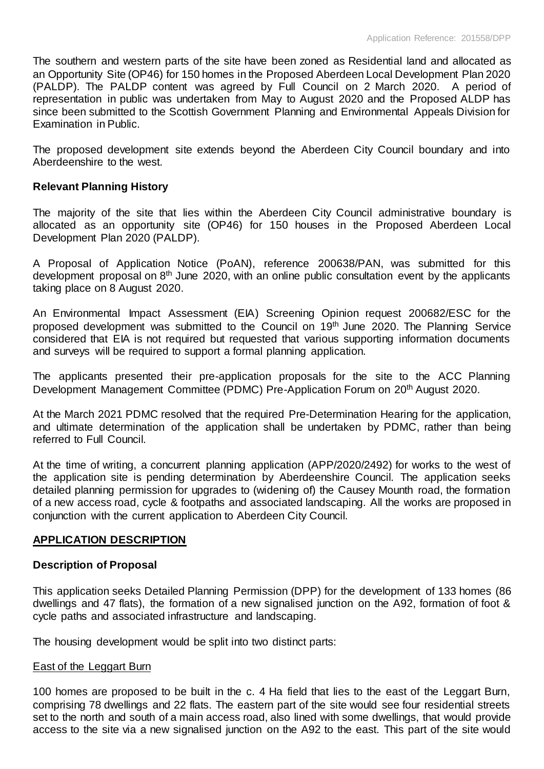The southern and western parts of the site have been zoned as Residential land and allocated as an Opportunity Site (OP46) for 150 homes in the Proposed Aberdeen Local Development Plan 2020 (PALDP). The PALDP content was agreed by Full Council on 2 March 2020. A period of representation in public was undertaken from May to August 2020 and the Proposed ALDP has since been submitted to the Scottish Government Planning and Environmental Appeals Division for Examination in Public.

The proposed development site extends beyond the Aberdeen City Council boundary and into Aberdeenshire to the west.

**Relevant Planning History**

The majority of the site that lies within the Aberdeen City Council administrative boundary is allocated as an opportunity site (OP46) for 150 houses in the Proposed Aberdeen Local Development Plan 2020 (PALDP).

A Proposal of Application Notice (PoAN), reference 200638/PAN, was submitted for this development proposal on 8th June 2020, with an online public consultation event by the applicants taking place on 8 August 2020.

An Environmental Impact Assessment (EIA) Screening Opinion request 200682/ESC for the proposed development was submitted to the Council on 19th June 2020. The Planning Service considered that EIA is not required but requested that various supporting information documents and surveys will be required to support a formal planning application.

The applicants presented their pre-application proposals for the site to the ACC Planning Development Management Committee (PDMC) Pre-Application Forum on 20th August 2020.

At the March 2021 PDMC resolved that the required Pre-Determination Hearing for the application, and ultimate determination of the application shall be undertaken by PDMC, rather than being referred to Full Council.

At the time of writing, a concurrent planning application (APP/2020/2492) for works to the west of the application site is pending determination by Aberdeenshire Council. The application seeks detailed planning permission for upgrades to (widening of) the Causey Mounth road, the formation of a new access road, cycle & footpaths and associated landscaping. All the works are proposed in conjunction with the current application to Aberdeen City Council.

**<u>APPLICATION DESCRIPTION</u>**

**Description of Proposal**

This application seeks Detailed Planning Permission (DPP) for the development of 133 homes (86 dwellings and 47 flats), the formation of a new signalised junction on the A92, formation of foot & cycle paths and associated infrastructure and landscaping.

The housing development would be split into two distinct parts:

<u>East of the Leggart Burn</u>

100 homes are proposed to be built in the c. 4 Ha field that lies to the east of the Leggart Burn, comprising 78 dwellings and 22 flats. The eastern part of the site would see four residential streets set to the north and south of a main access road, also lined with some dwellings, that would provide access to the site via a new signalised junction on the A92 to the east. This part of the site would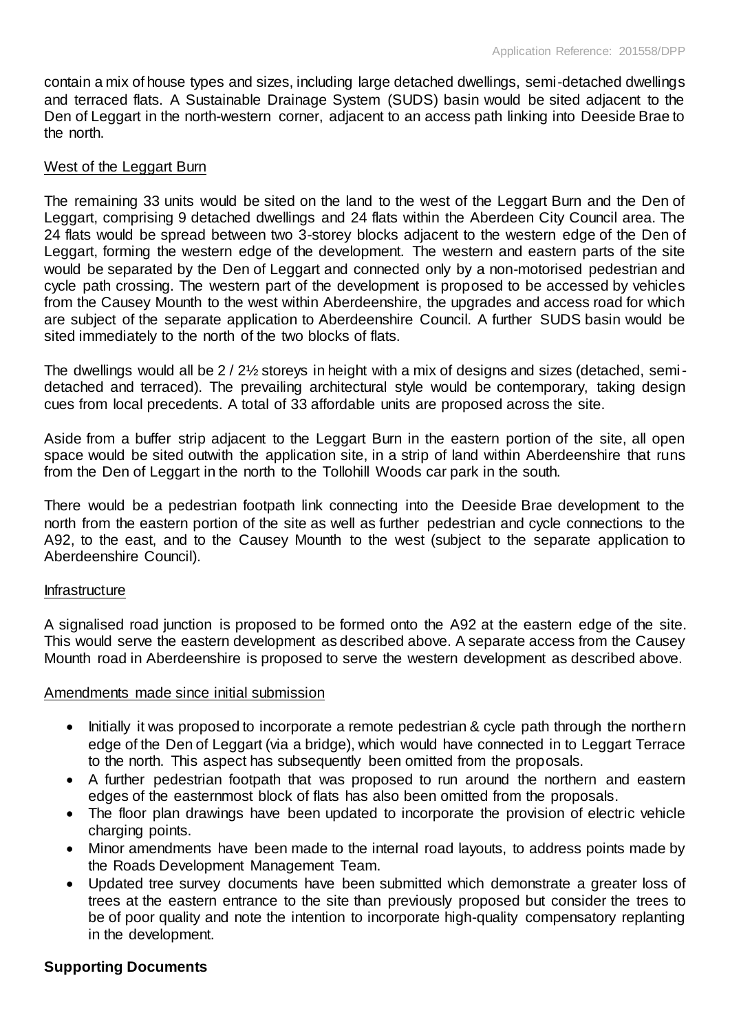contain a mix of house types and sizes, including large detached dwellings, semi-detached dwellings and terraced flats. A Sustainable Drainage System (SUDS) basin would be sited adjacent to the Den of Leggart in the north-western corner, adjacent to an access path linking into Deeside Brae to the north.

West of the Leggart Burn

The remaining 33 units would be sited on the land to the west of the Leggart Burn and the Den of Leggart, comprising 9 detached dwellings and 24 flats within the Aberdeen City Council area. The 24 flats would be spread between two 3-storey blocks adjacent to the western edge of the Den of Leggart, forming the western edge of the development. The western and eastern parts of the site would be separated by the Den of Leggart and connected only by a non-motorised pedestrian and cycle path crossing. The western part of the development is proposed to be accessed by vehicles from the Causey Mounth to the west within Aberdeenshire, the upgrades and access road for which are subject of the separate application to Aberdeenshire Council. A further SUDS basin would be sited immediately to the north of the two blocks of flats.

The dwellings would all be 2 / 2½ storeys in height with a mix of designs and sizes (detached, semi-detached and terraced). The prevailing architectural style would be contemporary, taking design cues from local precedents. A total of 33 affordable units are proposed across the site.

Aside from a buffer strip adjacent to the Leggart Burn in the eastern portion of the site, all open space would be sited outwith the application site, in a strip of land within Aberdeenshire that runs from the Den of Leggart in the north to the Tollohill Woods car park in the south.

There would be a pedestrian footpath link connecting into the Deeside Brae development to the north from the eastern portion of the site as well as further pedestrian and cycle connections to the A92, to the east, and to the Causey Mounth to the west (subject to the separate application to Aberdeenshire Council).

Infrastructure

A signalised road junction is proposed to be formed onto the A92 at the eastern edge of the site. This would serve the eastern development as described above. A separate access from the Causey Mounth road in Aberdeenshire is proposed to serve the western development as described above.

Amendments made since initial submission

- Initially it was proposed to incorporate a remote pedestrian & cycle path through the northern edge of the Den of Leggart (via a bridge), which would have connected in to Leggart Terrace to the north. This aspect has subsequently been omitted from the proposals.
- A further pedestrian footpath that was proposed to run around the northern and eastern edges of the easternmost block of flats has also been omitted from the proposals.
- The floor plan drawings have been updated to incorporate the provision of electric vehicle charging points.
- Minor amendments have been made to the internal road layouts, to address points made by the Roads Development Management Team.
- Updated tree survey documents have been submitted which demonstrate a greater loss of trees at the eastern entrance to the site than previously proposed but consider the trees to be of poor quality and note the intention to incorporate high-quality compensatory replanting in the development.

**Supporting Documents**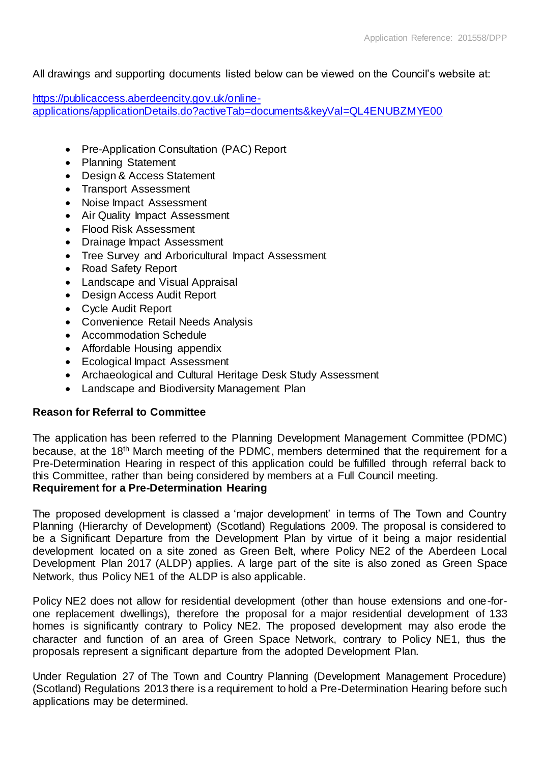All drawings and supporting documents listed below can be viewed on the Council's website at:

https://publicaccess.aberdeencity.gov.uk/online-applications/applicationDetails.do?activeTab=documents&keyVal=QL4ENUBZMYE00

- Pre-Application Consultation (PAC) Report
- Planning Statement
- Design & Access Statement
- Transport Assessment
- Noise Impact Assessment
- Air Quality Impact Assessment
- Flood Risk Assessment
- Drainage Impact Assessment
- Tree Survey and Arboricultural Impact Assessment
- Road Safety Report
- Landscape and Visual Appraisal
- Design Access Audit Report
- Cycle Audit Report
- Convenience Retail Needs Analysis
- Accommodation Schedule
- Affordable Housing appendix
- Ecological Impact Assessment
- Archaeological and Cultural Heritage Desk Study Assessment
- Landscape and Biodiversity Management Plan

**Reason for Referral to Committee**

The application has been referred to the Planning Development Management Committee (PDMC) because, at the 18th March meeting of the PDMC, members determined that the requirement for a Pre-Determination Hearing in respect of this application could be fulfilled through referral back to this Committee, rather than being considered by members at a Full Council meeting.

**Requirement for a Pre-Determination Hearing**

The proposed development is classed a 'major development' in terms of The Town and Country Planning (Hierarchy of Development) (Scotland) Regulations 2009. The proposal is considered to be a Significant Departure from the Development Plan by virtue of it being a major residential development located on a site zoned as Green Belt, where Policy NE2 of the Aberdeen Local Development Plan 2017 (ALDP) applies. A large part of the site is also zoned as Green Space Network, thus Policy NE1 of the ALDP is also applicable.

Policy NE2 does not allow for residential development (other than house extensions and one-for-one replacement dwellings), therefore the proposal for a major residential development of 133 homes is significantly contrary to Policy NE2. The proposed development may also erode the character and function of an area of Green Space Network, contrary to Policy NE1, thus the proposals represent a significant departure from the adopted Development Plan.

Under Regulation 27 of The Town and Country Planning (Development Management Procedure) (Scotland) Regulations 2013 there is a requirement to hold a Pre-Determination Hearing before such applications may be determined.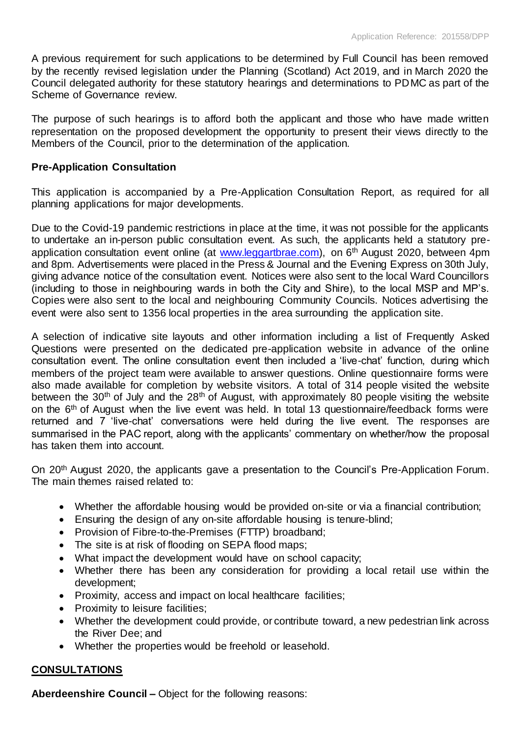A previous requirement for such applications to be determined by Full Council has been removed by the recently revised legislation under the Planning (Scotland) Act 2019, and in March 2020 the Council delegated authority for these statutory hearings and determinations to PDMC as part of the Scheme of Governance review.

The purpose of such hearings is to afford both the applicant and those who have made written representation on the proposed development the opportunity to present their views directly to the Members of the Council, prior to the determination of the application.

**Pre-Application Consultation**

This application is accompanied by a Pre-Application Consultation Report, as required for all planning applications for major developments.

Due to the Covid-19 pandemic restrictions in place at the time, it was not possible for the applicants to undertake an in-person public consultation event. As such, the applicants held a statutory pre-application consultation event online (at [www.leggartbrae.com](www.leggartbrae.com)), on 6th August 2020, between 4pm and 8pm. Advertisements were placed in the Press & Journal and the Evening Express on 30th July, giving advance notice of the consultation event. Notices were also sent to the local Ward Councillors (including to those in neighbouring wards in both the City and Shire), to the local MSP and MP's. Copies were also sent to the local and neighbouring Community Councils. Notices advertising the event were also sent to 1356 local properties in the area surrounding the application site.

A selection of indicative site layouts and other information including a list of Frequently Asked Questions were presented on the dedicated pre-application website in advance of the online consultation event. The online consultation event then included a 'live-chat' function, during which members of the project team were available to answer questions. Online questionnaire forms were also made available for completion by website visitors. A total of 314 people visited the website between the 30th of July and the 28th of August, with approximately 80 people visiting the website on the 6th of August when the live event was held. In total 13 questionnaire/feedback forms were returned and 7 'live-chat' conversations were held during the live event. The responses are summarised in the PAC report, along with the applicants' commentary on whether/how the proposal has taken them into account.

On 20th August 2020, the applicants gave a presentation to the Council's Pre-Application Forum. The main themes raised related to:

- Whether the affordable housing would be provided on-site or via a financial contribution;
- Ensuring the design of any on-site affordable housing is tenure-blind;
- Provision of Fibre-to-the-Premises (FTTP) broadband;
- The site is at risk of flooding on SEPA flood maps;
- What impact the development would have on school capacity;
- Whether there has been any consideration for providing a local retail use within the development;
- Proximity, access and impact on local healthcare facilities;
- Proximity to leisure facilities;
- Whether the development could provide, or contribute toward, a new pedestrian link across the River Dee; and
- Whether the properties would be freehold or leasehold.

**CONSULTATIONS**

**Aberdeenshire Council –** Object for the following reasons: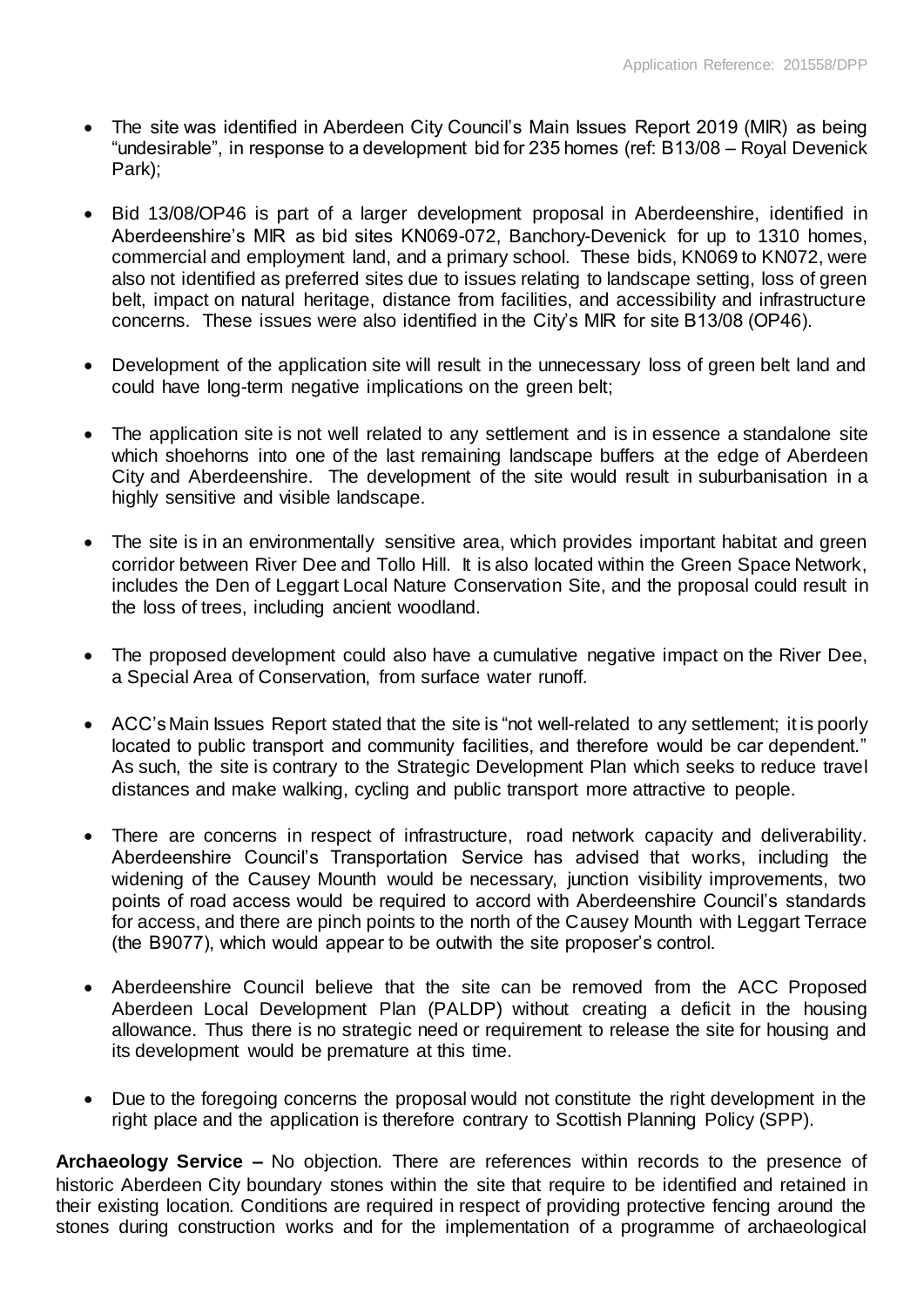- The site was identified in Aberdeen City Council's Main Issues Report 2019 (MIR) as being "undesirable", in response to a development bid for 235 homes (ref: B13/08 – Royal Devenick Park);

- Bid 13/08/OP46 is part of a larger development proposal in Aberdeenshire, identified in Aberdeenshire's MIR as bid sites KN069-072, Banchory-Devenick for up to 1310 homes, commercial and employment land, and a primary school. These bids, KN069 to KN072, were also not identified as preferred sites due to issues relating to landscape setting, loss of green belt, impact on natural heritage, distance from facilities, and accessibility and infrastructure concerns. These issues were also identified in the City's MIR for site B13/08 (OP46).

- Development of the application site will result in the unnecessary loss of green belt land and could have long-term negative implications on the green belt;

- The application site is not well related to any settlement and is in essence a standalone site which shoehorns into one of the last remaining landscape buffers at the edge of Aberdeen City and Aberdeenshire. The development of the site would result in suburbanisation in a highly sensitive and visible landscape.

- The site is in an environmentally sensitive area, which provides important habitat and green corridor between River Dee and Tollo Hill. It is also located within the Green Space Network, includes the Den of Leggart Local Nature Conservation Site, and the proposal could result in the loss of trees, including ancient woodland.

- The proposed development could also have a cumulative negative impact on the River Dee, a Special Area of Conservation, from surface water runoff.

- ACC's Main Issues Report stated that the site is "not well-related to any settlement; it is poorly located to public transport and community facilities, and therefore would be car dependent." As such, the site is contrary to the Strategic Development Plan which seeks to reduce travel distances and make walking, cycling and public transport more attractive to people.

- There are concerns in respect of infrastructure, road network capacity and deliverability. Aberdeenshire Council's Transportation Service has advised that works, including the widening of the Causey Mounth would be necessary, junction visibility improvements, two points of road access would be required to accord with Aberdeenshire Council's standards for access, and there are pinch points to the north of the Causey Mounth with Leggart Terrace (the B9077), which would appear to be outwith the site proposer's control.

- Aberdeenshire Council believe that the site can be removed from the ACC Proposed Aberdeen Local Development Plan (PALDP) without creating a deficit in the housing allowance. Thus there is no strategic need or requirement to release the site for housing and its development would be premature at this time.

- Due to the foregoing concerns the proposal would not constitute the right development in the right place and the application is therefore contrary to Scottish Planning Policy (SPP).

**Archaeology Service –** No objection. There are references within records to the presence of historic Aberdeen City boundary stones within the site that require to be identified and retained in their existing location. Conditions are required in respect of providing protective fencing around the stones during construction works and for the implementation of a programme of archaeological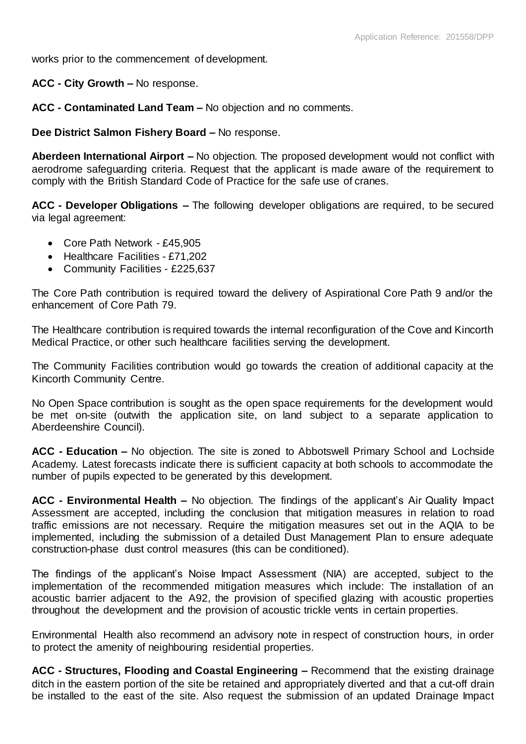works prior to the commencement of development.

**ACC - City Growth –** No response.

**ACC - Contaminated Land Team –** No objection and no comments.

**Dee District Salmon Fishery Board –** No response.

**Aberdeen International Airport –** No objection. The proposed development would not conflict with aerodrome safeguarding criteria. Request that the applicant is made aware of the requirement to comply with the British Standard Code of Practice for the safe use of cranes.

**ACC - Developer Obligations –** The following developer obligations are required, to be secured via legal agreement:

- Core Path Network - £45,905
- Healthcare Facilities - £71,202
- Community Facilities - £225,637

The Core Path contribution is required toward the delivery of Aspirational Core Path 9 and/or the enhancement of Core Path 79.

The Healthcare contribution is required towards the internal reconfiguration of the Cove and Kincorth Medical Practice, or other such healthcare facilities serving the development.

The Community Facilities contribution would go towards the creation of additional capacity at the Kincorth Community Centre.

No Open Space contribution is sought as the open space requirements for the development would be met on-site (outwith the application site, on land subject to a separate application to Aberdeenshire Council).

**ACC - Education –** No objection. The site is zoned to Abbotswell Primary School and Lochside Academy. Latest forecasts indicate there is sufficient capacity at both schools to accommodate the number of pupils expected to be generated by this development.

**ACC - Environmental Health –** No objection. The findings of the applicant's Air Quality Impact Assessment are accepted, including the conclusion that mitigation measures in relation to road traffic emissions are not necessary. Require the mitigation measures set out in the AQIA to be implemented, including the submission of a detailed Dust Management Plan to ensure adequate construction-phase dust control measures (this can be conditioned).

The findings of the applicant's Noise Impact Assessment (NIA) are accepted, subject to the implementation of the recommended mitigation measures which include: The installation of an acoustic barrier adjacent to the A92, the provision of specified glazing with acoustic properties throughout the development and the provision of acoustic trickle vents in certain properties.

Environmental Health also recommend an advisory note in respect of construction hours, in order to protect the amenity of neighbouring residential properties.

**ACC - Structures, Flooding and Coastal Engineering –** Recommend that the existing drainage ditch in the eastern portion of the site be retained and appropriately diverted and that a cut-off drain be installed to the east of the site. Also request the submission of an updated Drainage Impact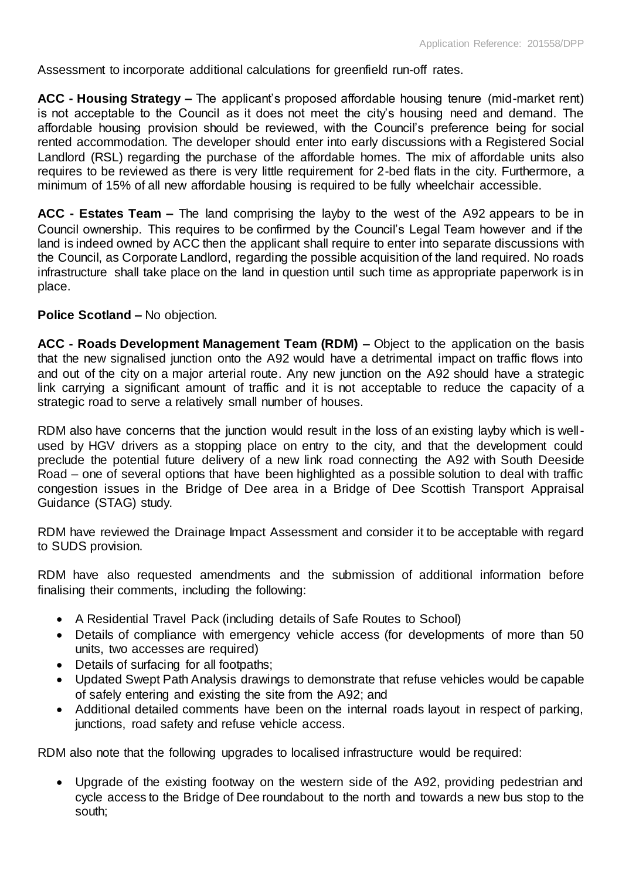Assessment to incorporate additional calculations for greenfield run-off rates.

**ACC - Housing Strategy –** The applicant's proposed affordable housing tenure (mid-market rent) is not acceptable to the Council as it does not meet the city's housing need and demand. The affordable housing provision should be reviewed, with the Council's preference being for social rented accommodation. The developer should enter into early discussions with a Registered Social Landlord (RSL) regarding the purchase of the affordable homes. The mix of affordable units also requires to be reviewed as there is very little requirement for 2-bed flats in the city. Furthermore, a minimum of 15% of all new affordable housing is required to be fully wheelchair accessible.

**ACC - Estates Team –** The land comprising the layby to the west of the A92 appears to be in Council ownership. This requires to be confirmed by the Council's Legal Team however and if the land is indeed owned by ACC then the applicant shall require to enter into separate discussions with the Council, as Corporate Landlord, regarding the possible acquisition of the land required. No roads infrastructure shall take place on the land in question until such time as appropriate paperwork is in place.

**Police Scotland –** No objection.

**ACC - Roads Development Management Team (RDM) –** Object to the application on the basis that the new signalised junction onto the A92 would have a detrimental impact on traffic flows into and out of the city on a major arterial route. Any new junction on the A92 should have a strategic link carrying a significant amount of traffic and it is not acceptable to reduce the capacity of a strategic road to serve a relatively small number of houses.

RDM also have concerns that the junction would result in the loss of an existing layby which is well-used by HGV drivers as a stopping place on entry to the city, and that the development could preclude the potential future delivery of a new link road connecting the A92 with South Deeside Road – one of several options that have been highlighted as a possible solution to deal with traffic congestion issues in the Bridge of Dee area in a Bridge of Dee Scottish Transport Appraisal Guidance (STAG) study.

RDM have reviewed the Drainage Impact Assessment and consider it to be acceptable with regard to SUDS provision.

RDM have also requested amendments and the submission of additional information before finalising their comments, including the following:

- A Residential Travel Pack (including details of Safe Routes to School)
- Details of compliance with emergency vehicle access (for developments of more than 50 units, two accesses are required)
- Details of surfacing for all footpaths;
- Updated Swept Path Analysis drawings to demonstrate that refuse vehicles would be capable of safely entering and existing the site from the A92; and
- Additional detailed comments have been on the internal roads layout in respect of parking, junctions, road safety and refuse vehicle access.

RDM also note that the following upgrades to localised infrastructure would be required:

- Upgrade of the existing footway on the western side of the A92, providing pedestrian and cycle access to the Bridge of Dee roundabout to the north and towards a new bus stop to the south;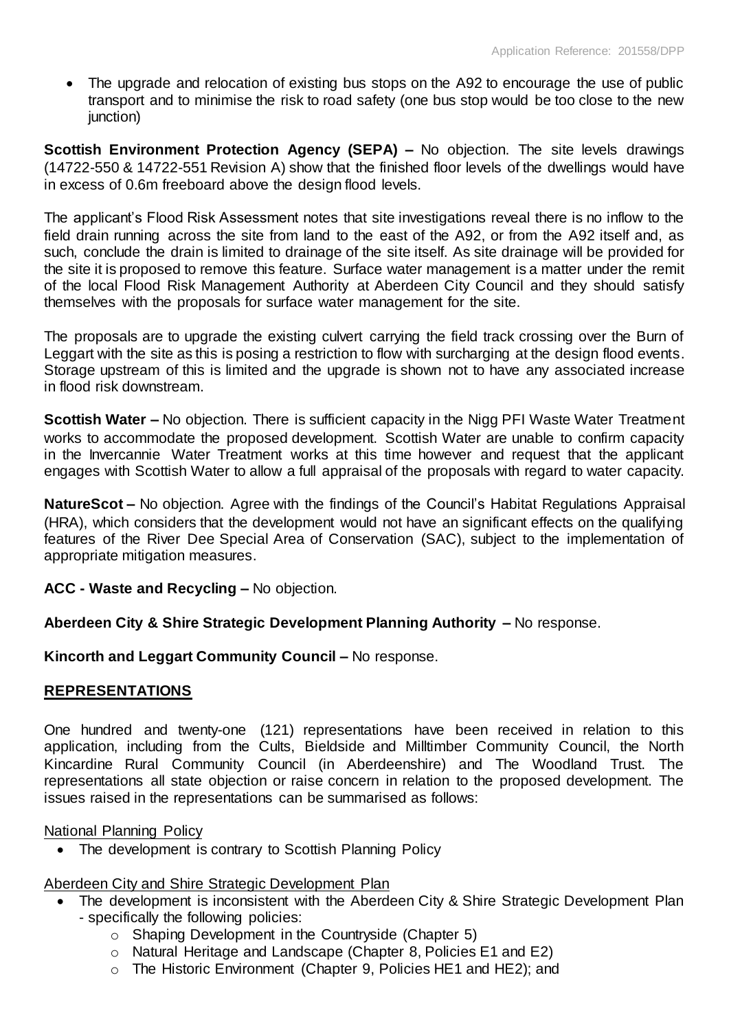- The upgrade and relocation of existing bus stops on the A92 to encourage the use of public transport and to minimise the risk to road safety (one bus stop would be too close to the new junction)

**Scottish Environment Protection Agency (SEPA) –** No objection. The site levels drawings (14722-550 & 14722-551 Revision A) show that the finished floor levels of the dwellings would have in excess of 0.6m freeboard above the design flood levels.

The applicant's Flood Risk Assessment notes that site investigations reveal there is no inflow to the field drain running across the site from land to the east of the A92, or from the A92 itself and, as such, conclude the drain is limited to drainage of the site itself. As site drainage will be provided for the site it is proposed to remove this feature. Surface water management is a matter under the remit of the local Flood Risk Management Authority at Aberdeen City Council and they should satisfy themselves with the proposals for surface water management for the site.

The proposals are to upgrade the existing culvert carrying the field track crossing over the Burn of Leggart with the site as this is posing a restriction to flow with surcharging at the design flood events. Storage upstream of this is limited and the upgrade is shown not to have any associated increase in flood risk downstream.

**Scottish Water –** No objection. There is sufficient capacity in the Nigg PFI Waste Water Treatment works to accommodate the proposed development. Scottish Water are unable to confirm capacity in the Invercannie Water Treatment works at this time however and request that the applicant engages with Scottish Water to allow a full appraisal of the proposals with regard to water capacity.

**NatureScot –** No objection. Agree with the findings of the Council's Habitat Regulations Appraisal (HRA), which considers that the development would not have an significant effects on the qualifying features of the River Dee Special Area of Conservation (SAC), subject to the implementation of appropriate mitigation measures.

**ACC - Waste and Recycling –** No objection.

**Aberdeen City & Shire Strategic Development Planning Authority –** No response.

**Kincorth and Leggart Community Council –** No response.

## REPRESENTATIONS

One hundred and twenty-one (121) representations have been received in relation to this application, including from the Cults, Bieldside and Milltimber Community Council, the North Kincardine Rural Community Council (in Aberdeenshire) and The Woodland Trust. The representations all state objection or raise concern in relation to the proposed development. The issues raised in the representations can be summarised as follows:

National Planning Policy

- The development is contrary to Scottish Planning Policy

Aberdeen City and Shire Strategic Development Plan

- The development is inconsistent with the Aberdeen City & Shire Strategic Development Plan - specifically the following policies:
  - Shaping Development in the Countryside (Chapter 5)
  - Natural Heritage and Landscape (Chapter 8, Policies E1 and E2)
  - The Historic Environment (Chapter 9, Policies HE1 and HE2); and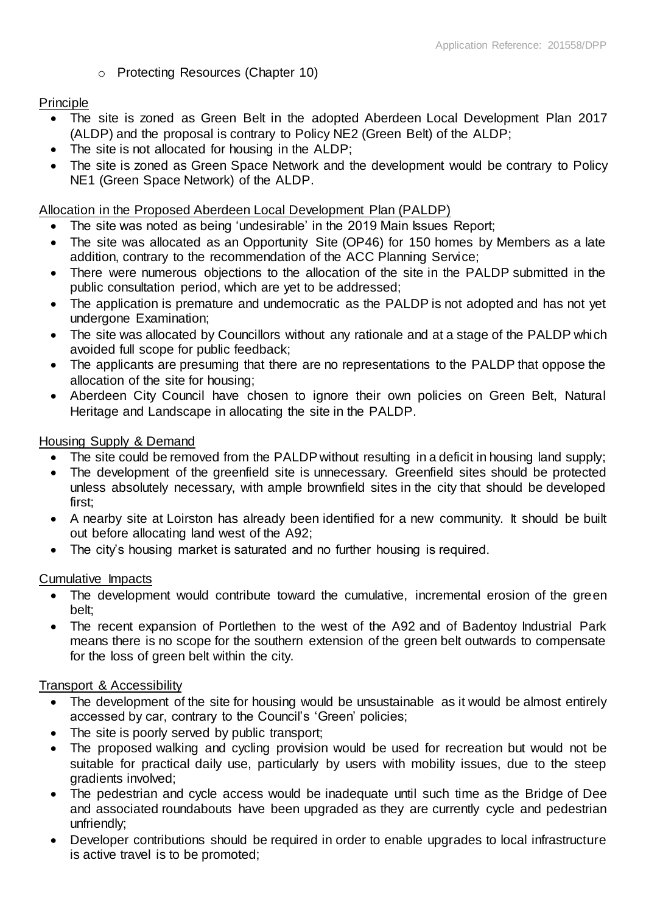- Protecting Resources (Chapter 10)

Principle

- The site is zoned as Green Belt in the adopted Aberdeen Local Development Plan 2017 (ALDP) and the proposal is contrary to Policy NE2 (Green Belt) of the ALDP;
- The site is not allocated for housing in the ALDP;
- The site is zoned as Green Space Network and the development would be contrary to Policy NE1 (Green Space Network) of the ALDP.

Allocation in the Proposed Aberdeen Local Development Plan (PALDP)

- The site was noted as being 'undesirable' in the 2019 Main Issues Report;
- The site was allocated as an Opportunity Site (OP46) for 150 homes by Members as a late addition, contrary to the recommendation of the ACC Planning Service;
- There were numerous objections to the allocation of the site in the PALDP submitted in the public consultation period, which are yet to be addressed;
- The application is premature and undemocratic as the PALDP is not adopted and has not yet undergone Examination;
- The site was allocated by Councillors without any rationale and at a stage of the PALDP which avoided full scope for public feedback;
- The applicants are presuming that there are no representations to the PALDP that oppose the allocation of the site for housing;
- Aberdeen City Council have chosen to ignore their own policies on Green Belt, Natural Heritage and Landscape in allocating the site in the PALDP.

Housing Supply & Demand

- The site could be removed from the PALDP without resulting in a deficit in housing land supply;
- The development of the greenfield site is unnecessary. Greenfield sites should be protected unless absolutely necessary, with ample brownfield sites in the city that should be developed first;
- A nearby site at Loirston has already been identified for a new community. It should be built out before allocating land west of the A92;
- The city's housing market is saturated and no further housing is required.

Cumulative Impacts

- The development would contribute toward the cumulative, incremental erosion of the green belt;
- The recent expansion of Portlethen to the west of the A92 and of Badentoy Industrial Park means there is no scope for the southern extension of the green belt outwards to compensate for the loss of green belt within the city.

Transport & Accessibility

- The development of the site for housing would be unsustainable as it would be almost entirely accessed by car, contrary to the Council's 'Green' policies;
- The site is poorly served by public transport;
- The proposed walking and cycling provision would be used for recreation but would not be suitable for practical daily use, particularly by users with mobility issues, due to the steep gradients involved;
- The pedestrian and cycle access would be inadequate until such time as the Bridge of Dee and associated roundabouts have been upgraded as they are currently cycle and pedestrian unfriendly;
- Developer contributions should be required in order to enable upgrades to local infrastructure is active travel is to be promoted;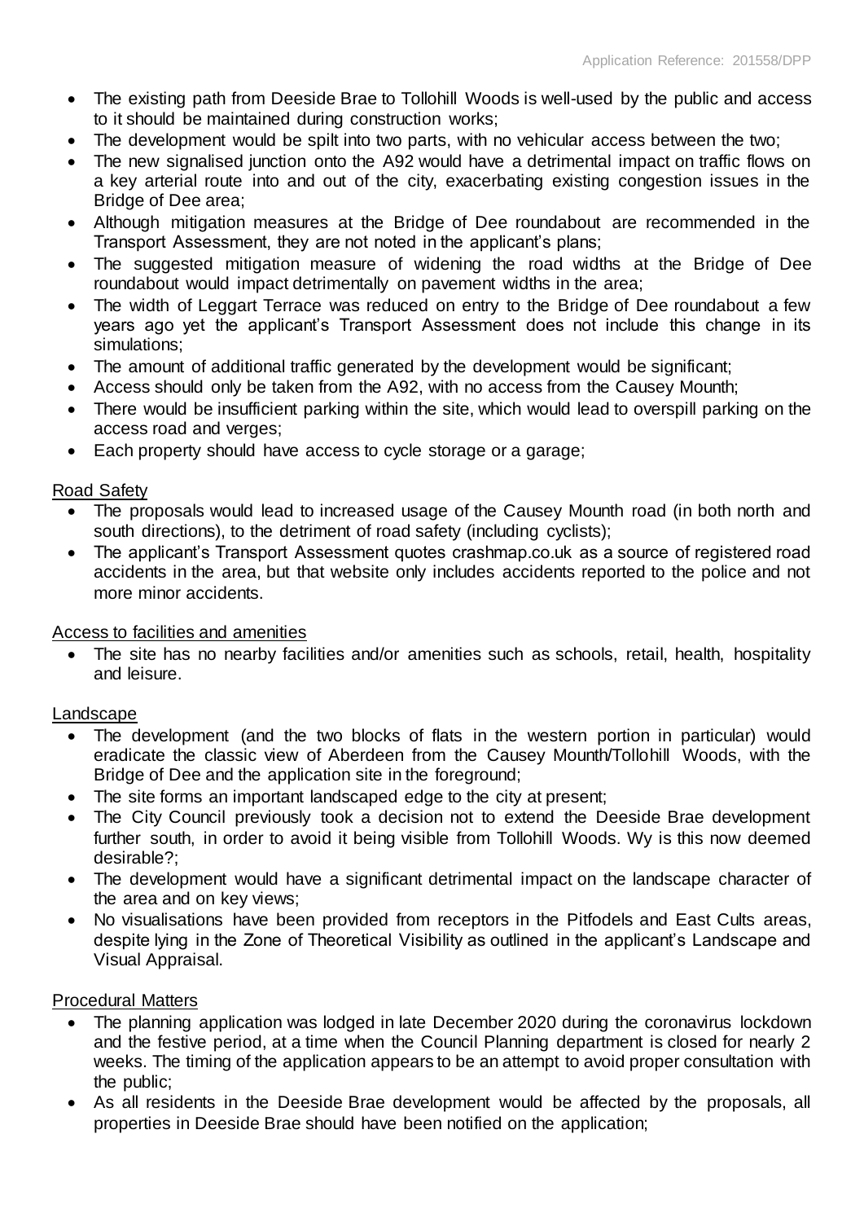- The existing path from Deeside Brae to Tollohill Woods is well-used by the public and access to it should be maintained during construction works;
- The development would be spilt into two parts, with no vehicular access between the two;
- The new signalised junction onto the A92 would have a detrimental impact on traffic flows on a key arterial route into and out of the city, exacerbating existing congestion issues in the Bridge of Dee area;
- Although mitigation measures at the Bridge of Dee roundabout are recommended in the Transport Assessment, they are not noted in the applicant's plans;
- The suggested mitigation measure of widening the road widths at the Bridge of Dee roundabout would impact detrimentally on pavement widths in the area;
- The width of Leggart Terrace was reduced on entry to the Bridge of Dee roundabout a few years ago yet the applicant's Transport Assessment does not include this change in its simulations;
- The amount of additional traffic generated by the development would be significant;
- Access should only be taken from the A92, with no access from the Causey Mounth;
- There would be insufficient parking within the site, which would lead to overspill parking on the access road and verges;
- Each property should have access to cycle storage or a garage;

Road Safety

- The proposals would lead to increased usage of the Causey Mounth road (in both north and south directions), to the detriment of road safety (including cyclists);
- The applicant's Transport Assessment quotes crashmap.co.uk as a source of registered road accidents in the area, but that website only includes accidents reported to the police and not more minor accidents.

Access to facilities and amenities

- The site has no nearby facilities and/or amenities such as schools, retail, health, hospitality and leisure.

Landscape

- The development (and the two blocks of flats in the western portion in particular) would eradicate the classic view of Aberdeen from the Causey Mounth/Tollohill Woods, with the Bridge of Dee and the application site in the foreground;
- The site forms an important landscaped edge to the city at present;
- The City Council previously took a decision not to extend the Deeside Brae development further south, in order to avoid it being visible from Tollohill Woods. Wy is this now deemed desirable?;
- The development would have a significant detrimental impact on the landscape character of the area and on key views;
- No visualisations have been provided from receptors in the Pitfodels and East Cults areas, despite lying in the Zone of Theoretical Visibility as outlined in the applicant's Landscape and Visual Appraisal.

Procedural Matters

- The planning application was lodged in late December 2020 during the coronavirus lockdown and the festive period, at a time when the Council Planning department is closed for nearly 2 weeks. The timing of the application appears to be an attempt to avoid proper consultation with the public;
- As all residents in the Deeside Brae development would be affected by the proposals, all properties in Deeside Brae should have been notified on the application;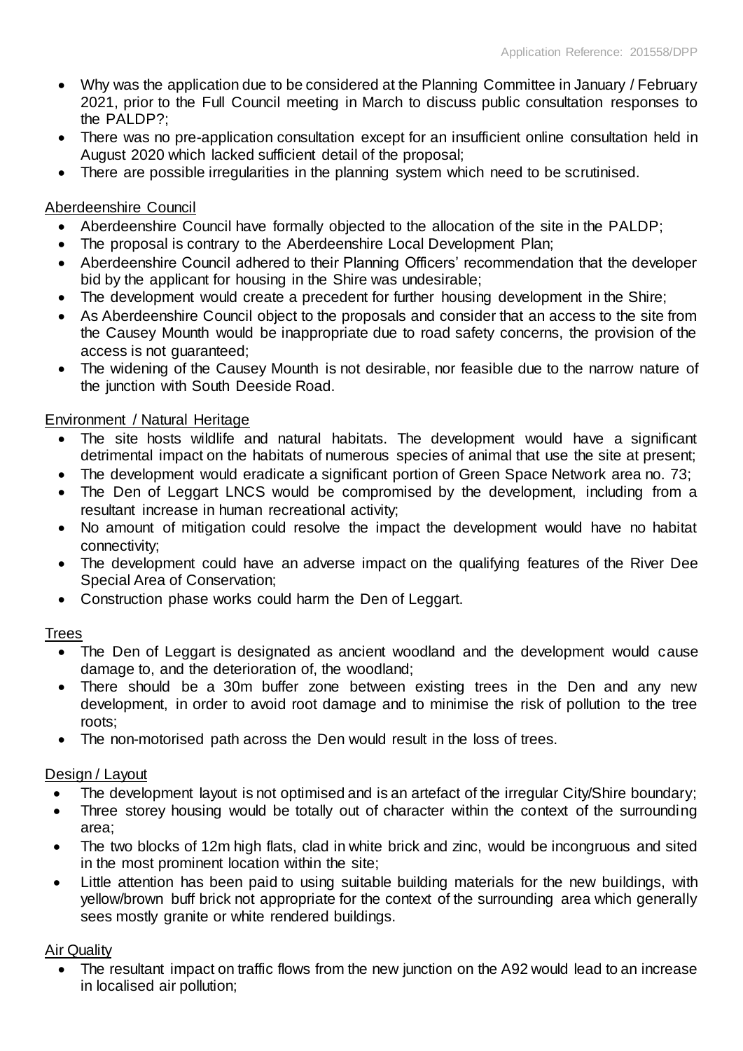- Why was the application due to be considered at the Planning Committee in January / February 2021, prior to the Full Council meeting in March to discuss public consultation responses to the PALDP?;
- There was no pre-application consultation except for an insufficient online consultation held in August 2020 which lacked sufficient detail of the proposal;
- There are possible irregularities in the planning system which need to be scrutinised.

Aberdeenshire Council

- Aberdeenshire Council have formally objected to the allocation of the site in the PALDP;
- The proposal is contrary to the Aberdeenshire Local Development Plan;
- Aberdeenshire Council adhered to their Planning Officers' recommendation that the developer bid by the applicant for housing in the Shire was undesirable;
- The development would create a precedent for further housing development in the Shire;
- As Aberdeenshire Council object to the proposals and consider that an access to the site from the Causey Mounth would be inappropriate due to road safety concerns, the provision of the access is not guaranteed;
- The widening of the Causey Mounth is not desirable, nor feasible due to the narrow nature of the junction with South Deeside Road.

Environment / Natural Heritage

- The site hosts wildlife and natural habitats. The development would have a significant detrimental impact on the habitats of numerous species of animal that use the site at present;
- The development would eradicate a significant portion of Green Space Network area no. 73;
- The Den of Leggart LNCS would be compromised by the development, including from a resultant increase in human recreational activity;
- No amount of mitigation could resolve the impact the development would have no habitat connectivity;
- The development could have an adverse impact on the qualifying features of the River Dee Special Area of Conservation;
- Construction phase works could harm the Den of Leggart.

Trees

- The Den of Leggart is designated as ancient woodland and the development would cause damage to, and the deterioration of, the woodland;
- There should be a 30m buffer zone between existing trees in the Den and any new development, in order to avoid root damage and to minimise the risk of pollution to the tree roots;
- The non-motorised path across the Den would result in the loss of trees.

Design / Layout

- The development layout is not optimised and is an artefact of the irregular City/Shire boundary;
- Three storey housing would be totally out of character within the context of the surrounding area;
- The two blocks of 12m high flats, clad in white brick and zinc, would be incongruous and sited in the most prominent location within the site;
- Little attention has been paid to using suitable building materials for the new buildings, with yellow/brown buff brick not appropriate for the context of the surrounding area which generally sees mostly granite or white rendered buildings.

Air Quality

- The resultant impact on traffic flows from the new junction on the A92 would lead to an increase in localised air pollution;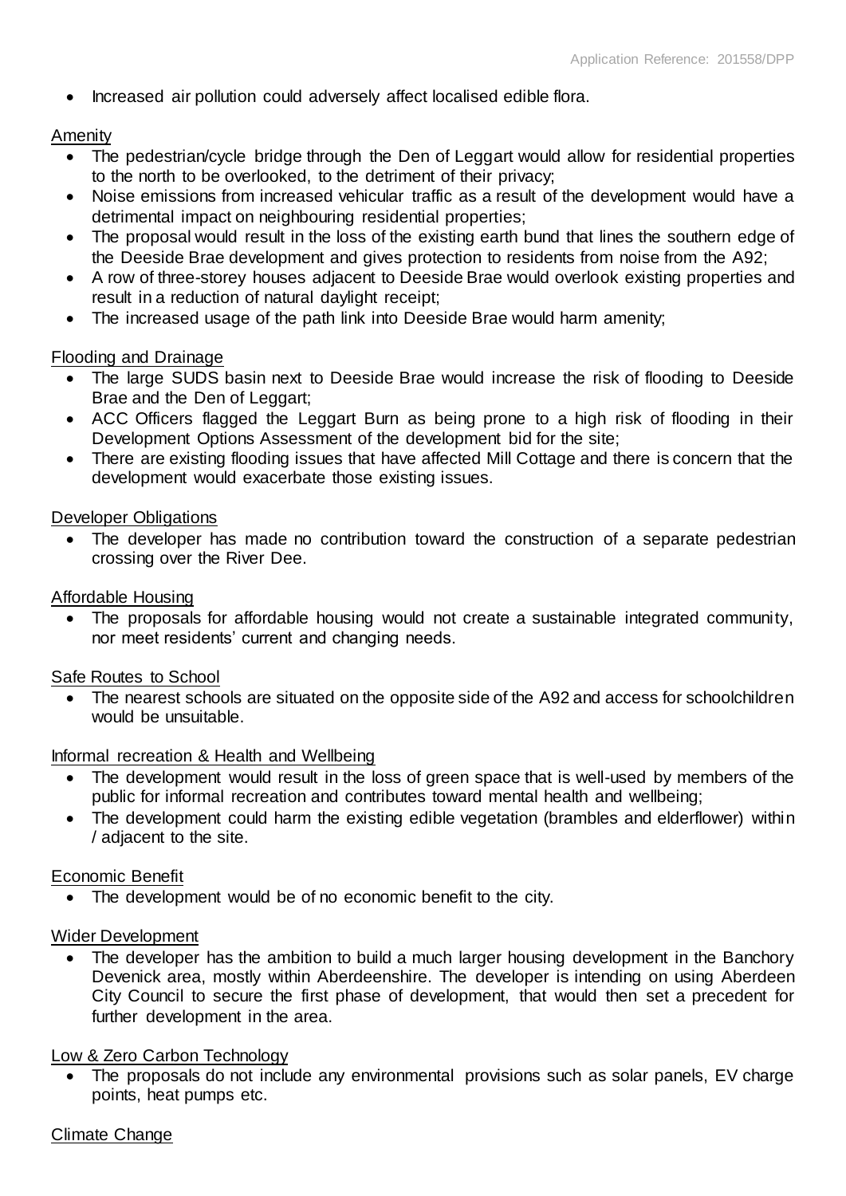- Increased air pollution could adversely affect localised edible flora.

Amenity

- The pedestrian/cycle bridge through the Den of Leggart would allow for residential properties to the north to be overlooked, to the detriment of their privacy;
- Noise emissions from increased vehicular traffic as a result of the development would have a detrimental impact on neighbouring residential properties;
- The proposal would result in the loss of the existing earth bund that lines the southern edge of the Deeside Brae development and gives protection to residents from noise from the A92;
- A row of three-storey houses adjacent to Deeside Brae would overlook existing properties and result in a reduction of natural daylight receipt;
- The increased usage of the path link into Deeside Brae would harm amenity;

Flooding and Drainage

- The large SUDS basin next to Deeside Brae would increase the risk of flooding to Deeside Brae and the Den of Leggart;
- ACC Officers flagged the Leggart Burn as being prone to a high risk of flooding in their Development Options Assessment of the development bid for the site;
- There are existing flooding issues that have affected Mill Cottage and there is concern that the development would exacerbate those existing issues.

Developer Obligations

- The developer has made no contribution toward the construction of a separate pedestrian crossing over the River Dee.

Affordable Housing

- The proposals for affordable housing would not create a sustainable integrated community, nor meet residents' current and changing needs.

Safe Routes to School

- The nearest schools are situated on the opposite side of the A92 and access for schoolchildren would be unsuitable.

Informal recreation & Health and Wellbeing

- The development would result in the loss of green space that is well-used by members of the public for informal recreation and contributes toward mental health and wellbeing;
- The development could harm the existing edible vegetation (brambles and elderflower) within / adjacent to the site.

Economic Benefit

- The development would be of no economic benefit to the city.

Wider Development

- The developer has the ambition to build a much larger housing development in the Banchory Devenick area, mostly within Aberdeenshire. The developer is intending on using Aberdeen City Council to secure the first phase of development, that would then set a precedent for further development in the area.

Low & Zero Carbon Technology

- The proposals do not include any environmental provisions such as solar panels, EV charge points, heat pumps etc.

Climate Change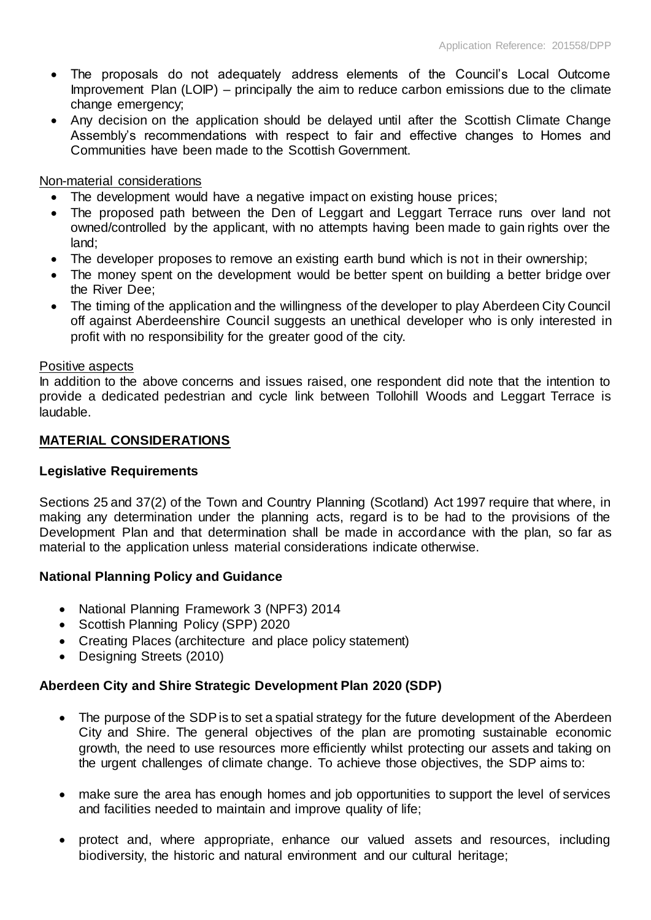- The proposals do not adequately address elements of the Council's Local Outcome Improvement Plan (LOIP) – principally the aim to reduce carbon emissions due to the climate change emergency;
- Any decision on the application should be delayed until after the Scottish Climate Change Assembly's recommendations with respect to fair and effective changes to Homes and Communities have been made to the Scottish Government.

Non-material considerations

- The development would have a negative impact on existing house prices;
- The proposed path between the Den of Leggart and Leggart Terrace runs over land not owned/controlled by the applicant, with no attempts having been made to gain rights over the land;
- The developer proposes to remove an existing earth bund which is not in their ownership;
- The money spent on the development would be better spent on building a better bridge over the River Dee;
- The timing of the application and the willingness of the developer to play Aberdeen City Council off against Aberdeenshire Council suggests an unethical developer who is only interested in profit with no responsibility for the greater good of the city.

Positive aspects

In addition to the above concerns and issues raised, one respondent did note that the intention to provide a dedicated pedestrian and cycle link between Tollohill Woods and Leggart Terrace is laudable.

## MATERIAL CONSIDERATIONS

### Legislative Requirements

Sections 25 and 37(2) of the Town and Country Planning (Scotland) Act 1997 require that where, in making any determination under the planning acts, regard is to be had to the provisions of the Development Plan and that determination shall be made in accordance with the plan, so far as material to the application unless material considerations indicate otherwise.

### National Planning Policy and Guidance

- National Planning Framework 3 (NPF3) 2014
- Scottish Planning Policy (SPP) 2020
- Creating Places (architecture and place policy statement)
- Designing Streets (2010)

### Aberdeen City and Shire Strategic Development Plan 2020 (SDP)

- The purpose of the SDP is to set a spatial strategy for the future development of the Aberdeen City and Shire. The general objectives of the plan are promoting sustainable economic growth, the need to use resources more efficiently whilst protecting our assets and taking on the urgent challenges of climate change. To achieve those objectives, the SDP aims to:
- make sure the area has enough homes and job opportunities to support the level of services and facilities needed to maintain and improve quality of life;
- protect and, where appropriate, enhance our valued assets and resources, including biodiversity, the historic and natural environment and our cultural heritage;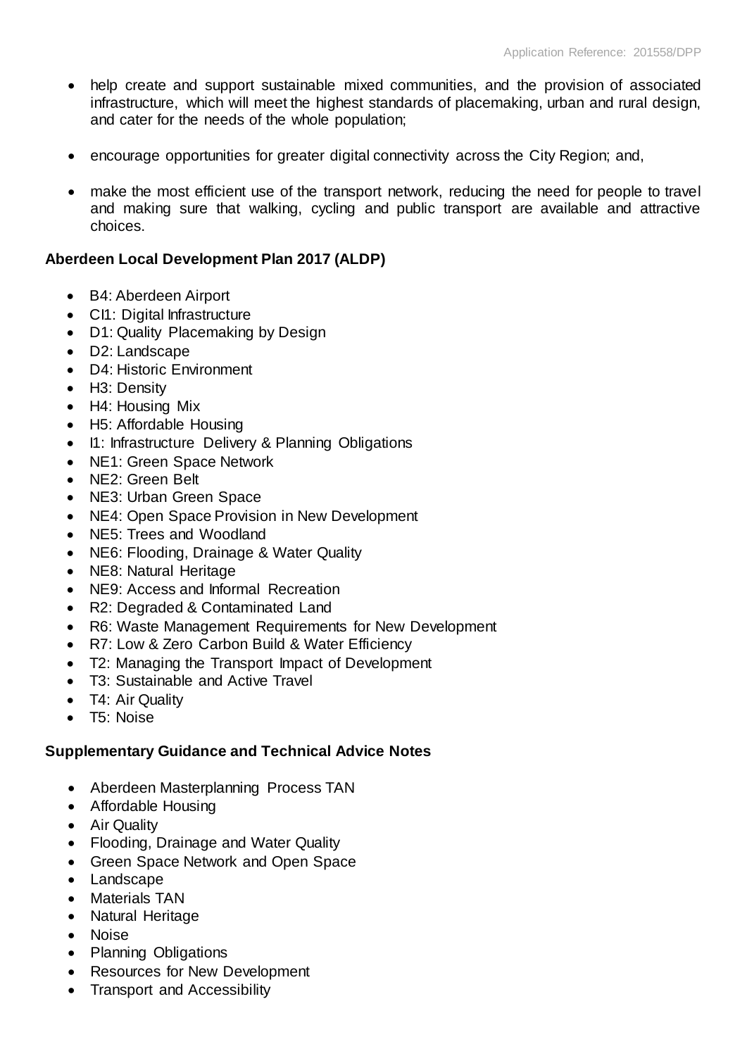- help create and support sustainable mixed communities, and the provision of associated infrastructure, which will meet the highest standards of placemaking, urban and rural design, and cater for the needs of the whole population;
- encourage opportunities for greater digital connectivity across the City Region; and,
- make the most efficient use of the transport network, reducing the need for people to travel and making sure that walking, cycling and public transport are available and attractive choices.

**Aberdeen Local Development Plan 2017 (ALDP)**

- B4: Aberdeen Airport
- CI1: Digital Infrastructure
- D1: Quality Placemaking by Design
- D2: Landscape
- D4: Historic Environment
- H3: Density
- H4: Housing Mix
- H5: Affordable Housing
- I1: Infrastructure Delivery & Planning Obligations
- NE1: Green Space Network
- NE2: Green Belt
- NE3: Urban Green Space
- NE4: Open Space Provision in New Development
- NE5: Trees and Woodland
- NE6: Flooding, Drainage & Water Quality
- NE8: Natural Heritage
- NE9: Access and Informal Recreation
- R2: Degraded & Contaminated Land
- R6: Waste Management Requirements for New Development
- R7: Low & Zero Carbon Build & Water Efficiency
- T2: Managing the Transport Impact of Development
- T3: Sustainable and Active Travel
- T4: Air Quality
- T5: Noise

**Supplementary Guidance and Technical Advice Notes**

- Aberdeen Masterplanning Process TAN
- Affordable Housing
- Air Quality
- Flooding, Drainage and Water Quality
- Green Space Network and Open Space
- Landscape
- Materials TAN
- Natural Heritage
- Noise
- Planning Obligations
- Resources for New Development
- Transport and Accessibility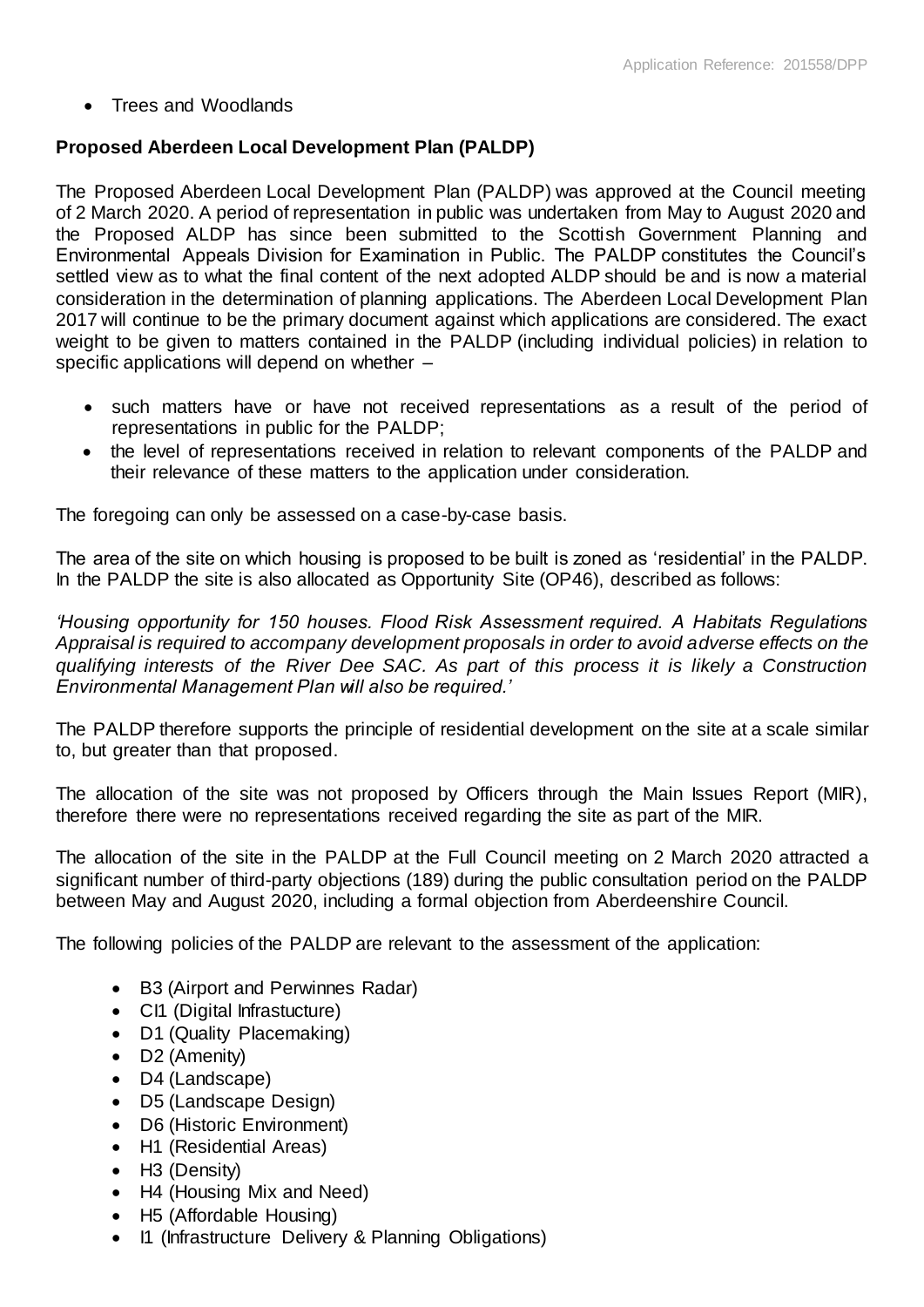- Trees and Woodlands

**Proposed Aberdeen Local Development Plan (PALDP)**

The Proposed Aberdeen Local Development Plan (PALDP) was approved at the Council meeting of 2 March 2020. A period of representation in public was undertaken from May to August 2020 and the Proposed ALDP has since been submitted to the Scottish Government Planning and Environmental Appeals Division for Examination in Public. The PALDP constitutes the Council's settled view as to what the final content of the next adopted ALDP should be and is now a material consideration in the determination of planning applications. The Aberdeen Local Development Plan 2017 will continue to be the primary document against which applications are considered. The exact weight to be given to matters contained in the PALDP (including individual policies) in relation to specific applications will depend on whether –

- such matters have or have not received representations as a result of the period of representations in public for the PALDP;
- the level of representations received in relation to relevant components of the PALDP and their relevance of these matters to the application under consideration.

The foregoing can only be assessed on a case-by-case basis.

The area of the site on which housing is proposed to be built is zoned as 'residential' in the PALDP. In the PALDP the site is also allocated as Opportunity Site (OP46), described as follows:

*'Housing opportunity for 150 houses. Flood Risk Assessment required. A Habitats Regulations Appraisal is required to accompany development proposals in order to avoid adverse effects on the qualifying interests of the River Dee SAC. As part of this process it is likely a Construction Environmental Management Plan will also be required.'*

The PALDP therefore supports the principle of residential development on the site at a scale similar to, but greater than that proposed.

The allocation of the site was not proposed by Officers through the Main Issues Report (MIR), therefore there were no representations received regarding the site as part of the MIR.

The allocation of the site in the PALDP at the Full Council meeting on 2 March 2020 attracted a significant number of third-party objections (189) during the public consultation period on the PALDP between May and August 2020, including a formal objection from Aberdeenshire Council.

The following policies of the PALDP are relevant to the assessment of the application:

- B3 (Airport and Perwinnes Radar)
- CI1 (Digital Infrastucture)
- D1 (Quality Placemaking)
- D2 (Amenity)
- D4 (Landscape)
- D5 (Landscape Design)
- D6 (Historic Environment)
- H1 (Residential Areas)
- H3 (Density)
- H4 (Housing Mix and Need)
- H5 (Affordable Housing)
- I1 (Infrastructure Delivery & Planning Obligations)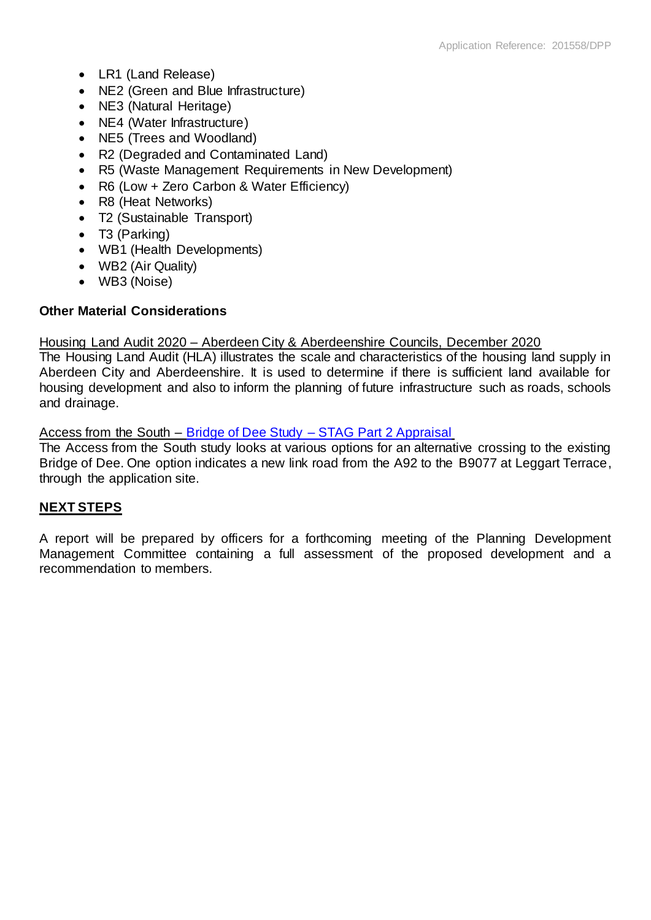- LR1 (Land Release)
- NE2 (Green and Blue Infrastructure)
- NE3 (Natural Heritage)
- NE4 (Water Infrastructure)
- NE5 (Trees and Woodland)
- R2 (Degraded and Contaminated Land)
- R5 (Waste Management Requirements in New Development)
- R6 (Low + Zero Carbon & Water Efficiency)
- R8 (Heat Networks)
- T2 (Sustainable Transport)
- T3 (Parking)
- WB1 (Health Developments)
- WB2 (Air Quality)
- WB3 (Noise)

**Other Material Considerations**

Housing Land Audit 2020 – Aberdeen City & Aberdeenshire Councils, December 2020

The Housing Land Audit (HLA) illustrates the scale and characteristics of the housing land supply in Aberdeen City and Aberdeenshire. It is used to determine if there is sufficient land available for housing development and also to inform the planning of future infrastructure such as roads, schools and drainage.

Access from the South – [Bridge of Dee Study – STAG Part 2 Appraisal]

The Access from the South study looks at various options for an alternative crossing to the existing Bridge of Dee. One option indicates a new link road from the A92 to the B9077 at Leggart Terrace, through the application site.

## **NEXT STEPS**

A report will be prepared by officers for a forthcoming meeting of the Planning Development Management Committee containing a full assessment of the proposed development and a recommendation to members.